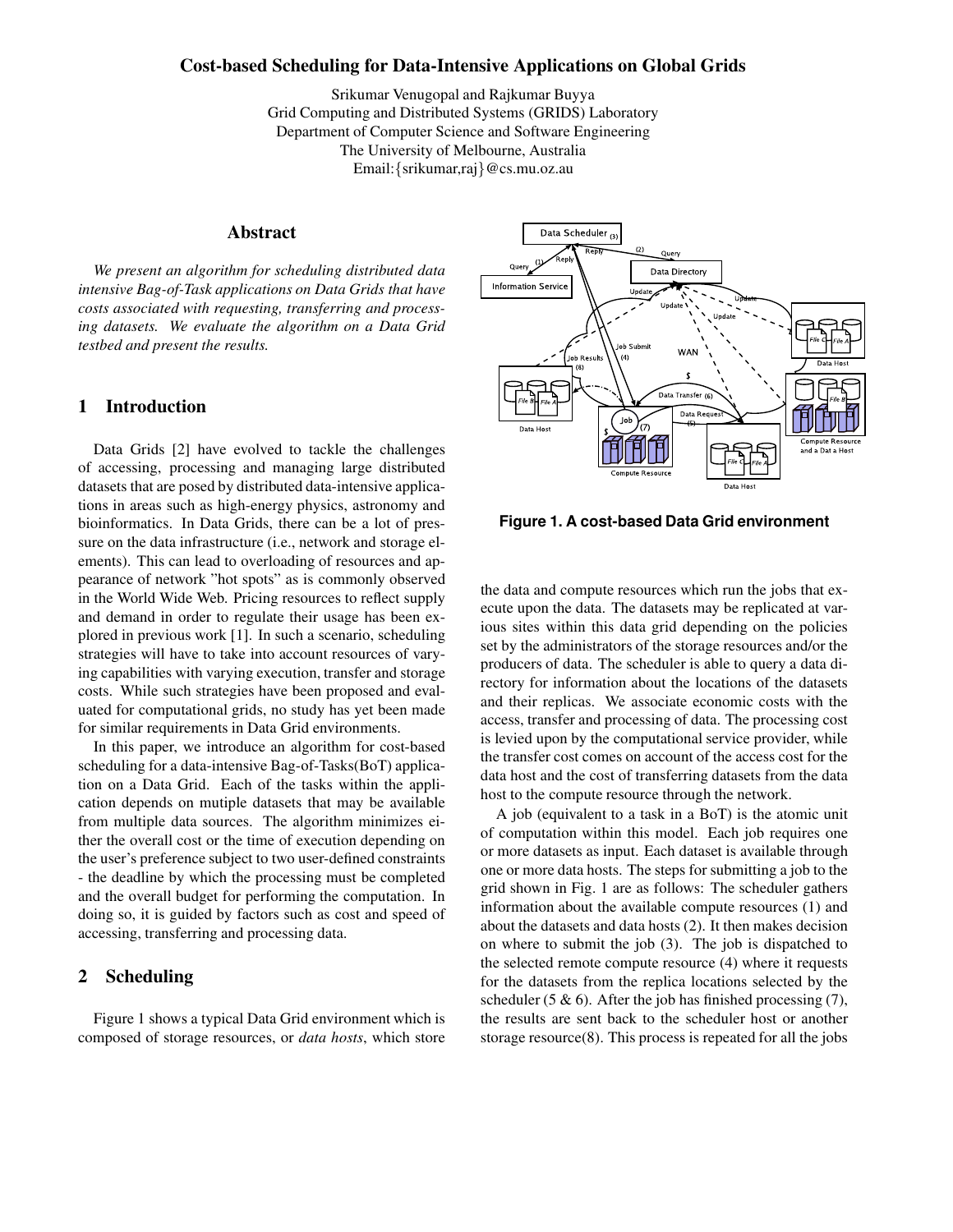# Cost-based Scheduling for Data-Intensive Applications on Global Grids

Srikumar Venugopal and Rajkumar Buyya
Grid Computing and Distributed Systems (GRIDS) Laboratory
Department of Computer Science and Software Engineering
The University of Melbourne, Australia
Email:{srikumar,raj}@cs.mu.oz.au

## Abstract

*We present an algorithm for scheduling distributed data intensive Bag-of-Task applications on Data Grids that have costs associated with requesting, transferring and processing datasets. We evaluate the algorithm on a Data Grid testbed and present the results.*

## 1 Introduction

Data Grids [2] have evolved to tackle the challenges of accessing, processing and managing large distributed datasets that are posed by distributed data-intensive applications in areas such as high-energy physics, astronomy and bioinformatics. In Data Grids, there can be a lot of pressure on the data infrastructure (i.e., network and storage elements). This can lead to overloading of resources and appearance of network "hot spots" as is commonly observed in the World Wide Web. Pricing resources to reflect supply and demand in order to regulate their usage has been explored in previous work [1]. In such a scenario, scheduling strategies will have to take into account resources of varying capabilities with varying execution, transfer and storage costs. While such strategies have been proposed and evaluated for computational grids, no study has yet been made for similar requirements in Data Grid environments.

In this paper, we introduce an algorithm for cost-based scheduling for a data-intensive Bag-of-Tasks(BoT) application on a Data Grid. Each of the tasks within the application depends on mutiple datasets that may be available from multiple data sources. The algorithm minimizes either the overall cost or the time of execution depending on the user's preference subject to two user-defined constraints - the deadline by which the processing must be completed and the overall budget for performing the computation. In doing so, it is guided by factors such as cost and speed of accessing, transferring and processing data.

## 2 Scheduling

Figure 1 shows a typical Data Grid environment which is composed of storage resources, or *data hosts*, which store the data and compute resources which run the jobs that execute upon the data. The datasets may be replicated at various sites within this data grid depending on the policies set by the administrators of the storage resources and/or the producers of data. The scheduler is able to query a data directory for information about the locations of the datasets and their replicas. We associate economic costs with the access, transfer and processing of data. The processing cost is levied upon by the computational service provider, while the transfer cost comes on account of the access cost for the data host and the cost of transferring datasets from the data host to the compute resource through the network.

**Figure 1. A cost-based Data Grid environment**

A job (equivalent to a task in a BoT) is the atomic unit of computation within this model. Each job requires one or more datasets as input. Each dataset is available through one or more data hosts. The steps for submitting a job to the grid shown in Fig. 1 are as follows: The scheduler gathers information about the available compute resources (1) and about the datasets and data hosts (2). It then makes decision on where to submit the job (3). The job is dispatched to the selected remote compute resource (4) where it requests for the datasets from the replica locations selected by the scheduler (5 & 6). After the job has finished processing (7), the results are sent back to the scheduler host or another storage resource(8). This process is repeated for all the jobs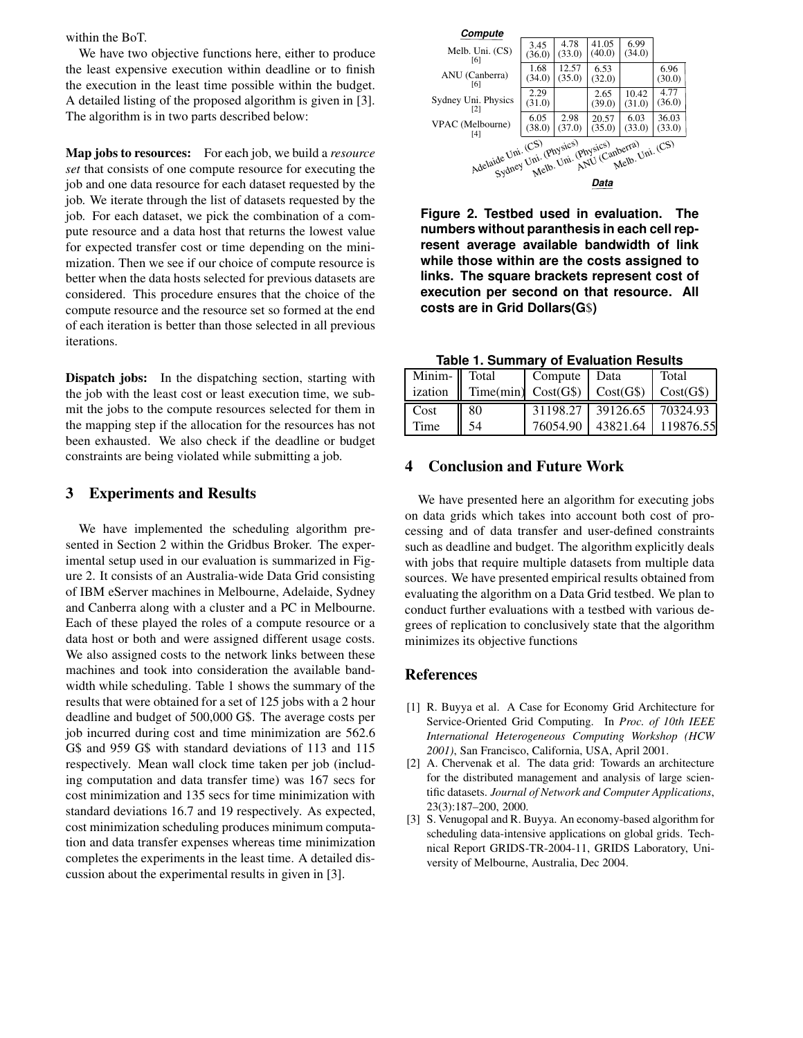within the BoT.

We have two objective functions here, either to produce the least expensive execution within deadline or to finish the execution in the least time possible within the budget. A detailed listing of the proposed algorithm is given in [3]. The algorithm is in two parts described below:

**Map jobs to resources:** For each job, we build a *resource set* that consists of one compute resource for executing the job and one data resource for each dataset requested by the job. We iterate through the list of datasets requested by the job. For each dataset, we pick the combination of a compute resource and a data host that returns the lowest value for expected transfer cost or time depending on the minimization. Then we see if our choice of compute resource is better when the data hosts selected for previous datasets are considered. This procedure ensures that the choice of the compute resource and the resource set so formed at the end of each iteration is better than those selected in all previous iterations.

**Dispatch jobs:** In the dispatching section, starting with the job with the least cost or least execution time, we submit the jobs to the compute resources selected for them in the mapping step if the allocation for the resources has not been exhausted. We also check if the deadline or budget constraints are being violated while submitting a job.

## 3 Experiments and Results

We have implemented the scheduling algorithm presented in Section 2 within the Gridbus Broker. The experimental setup used in our evaluation is summarized in Figure 2. It consists of an Australia-wide Data Grid consisting of IBM eServer machines in Melbourne, Adelaide, Sydney and Canberra along with a cluster and a PC in Melbourne. Each of these played the roles of a compute resource or a data host or both and were assigned different usage costs. We also assigned costs to the network links between these machines and took into consideration the available bandwidth while scheduling. Table 1 shows the summary of the results that were obtained for a set of 125 jobs with a 2 hour deadline and budget of 500,000 G$. The average costs per job incurred during cost and time minimization are 562.6 G$ and 959 G$ with standard deviations of 113 and 115 respectively. Mean wall clock time taken per job (including computation and data transfer time) was 167 secs for cost minimization and 135 secs for time minimization with standard deviations 16.7 and 19 respectively. As expected, cost minimization scheduling produces minimum computation and data transfer expenses whereas time minimization completes the experiments in the least time. A detailed discussion about the experimental results in given in [3].

| Compute \ Data | Adelaide Uni. (CS) | Sydney Uni. (Physics) | Melb. Uni. (Physics) | ANU (Canberra) | Melb. Uni. (CS) |
|---|---|---|---|---|---|
| Melb. Uni. (CS) [6] | 3.45 (36.0) | 4.78 (33.0) | 41.05 (40.0) | 6.99 (34.0) | |
| ANU (Canberra) [6] | 1.68 (34.0) | 12.57 (35.0) | 6.53 (32.0) | | 6.96 (30.0) |
| Sydney Uni. Physics [2] | 2.29 (31.0) | | 2.65 (39.0) | 10.42 (31.0) | 4.77 (36.0) |
| VPAC (Melbourne) [4] | 6.05 (38.0) | 2.98 (37.0) | 20.57 (35.0) | 6.03 (33.0) | 36.03 (33.0) |

**Figure 2. Testbed used in evaluation. The numbers without paranthesis in each cell represent average available bandwidth of link while those within are the costs assigned to links. The square brackets represent cost of execution per second on that resource. All costs are in Grid Dollars(G$)**

**Table 1. Summary of Evaluation Results**

| Minimization | Total Time(min) | Compute Cost(G$) | Data Cost(G$) | Total Cost(G$) |
|---|---|---|---|---|
| Cost | 80 | 31198.27 | 39126.65 | 70324.93 |
| Time | 54 | 76054.90 | 43821.64 | 119876.55 |

## 4 Conclusion and Future Work

We have presented here an algorithm for executing jobs on data grids which takes into account both cost of processing and of data transfer and user-defined constraints such as deadline and budget. The algorithm explicitly deals with jobs that require multiple datasets from multiple data sources. We have presented empirical results obtained from evaluating the algorithm on a Data Grid testbed. We plan to conduct further evaluations with a testbed with various degrees of replication to conclusively state that the algorithm minimizes its objective functions

## References

[1] R. Buyya et al. A Case for Economy Grid Architecture for Service-Oriented Grid Computing. In *Proc. of 10th IEEE International Heterogeneous Computing Workshop (HCW 2001)*, San Francisco, California, USA, April 2001.

[2] A. Chervenak et al. The data grid: Towards an architecture for the distributed management and analysis of large scientific datasets. *Journal of Network and Computer Applications*, 23(3):187–200, 2000.

[3] S. Venugopal and R. Buyya. An economy-based algorithm for scheduling data-intensive applications on global grids. Technical Report GRIDS-TR-2004-11, GRIDS Laboratory, University of Melbourne, Australia, Dec 2004.